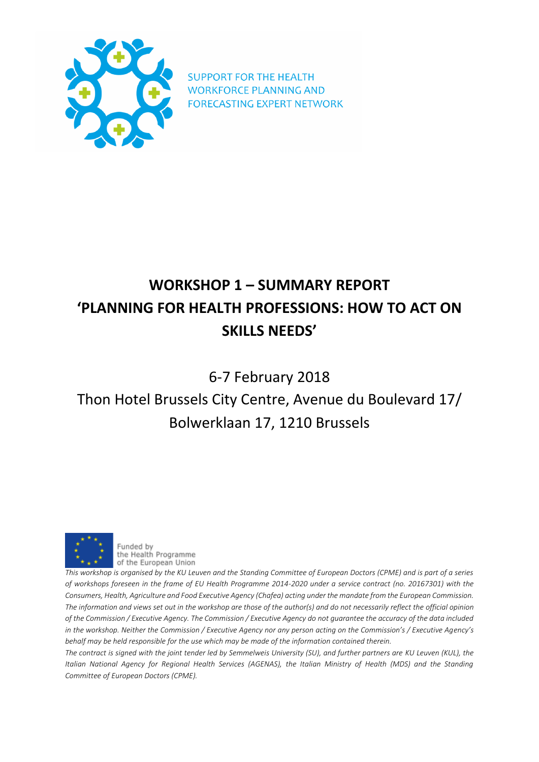SUPPORT FOR THE HEALTH WORKFORCE PLANNING AND FORECASTING EXPERT NETWORK

# WORKSHOP 1 – SUMMARY REPORT 'PLANNING FOR HEALTH PROFESSIONS: HOW TO ACT ON SKILLS NEEDS'

6-7 February 2018

Thon Hotel Brussels City Centre, Avenue du Boulevard 17/ Bolwerklaan 17, 1210 Brussels

Funded by the Health Programme of the European Union

*This workshop is organised by the KU Leuven and the Standing Committee of European Doctors (CPME) and is part of a series of workshops foreseen in the frame of EU Health Programme 2014-2020 under a service contract (no. 20167301) with the Consumers, Health, Agriculture and Food Executive Agency (Chafea) acting under the mandate from the European Commission. The information and views set out in the workshop are those of the author(s) and do not necessarily reflect the official opinion of the Commission / Executive Agency. The Commission / Executive Agency do not guarantee the accuracy of the data included in the workshop. Neither the Commission / Executive Agency nor any person acting on the Commission's / Executive Agency's behalf may be held responsible for the use which may be made of the information contained therein.*

*The contract is signed with the joint tender led by Semmelweis University (SU), and further partners are KU Leuven (KUL), the Italian National Agency for Regional Health Services (AGENAS), the Italian Ministry of Health (MDS) and the Standing Committee of European Doctors (CPME).*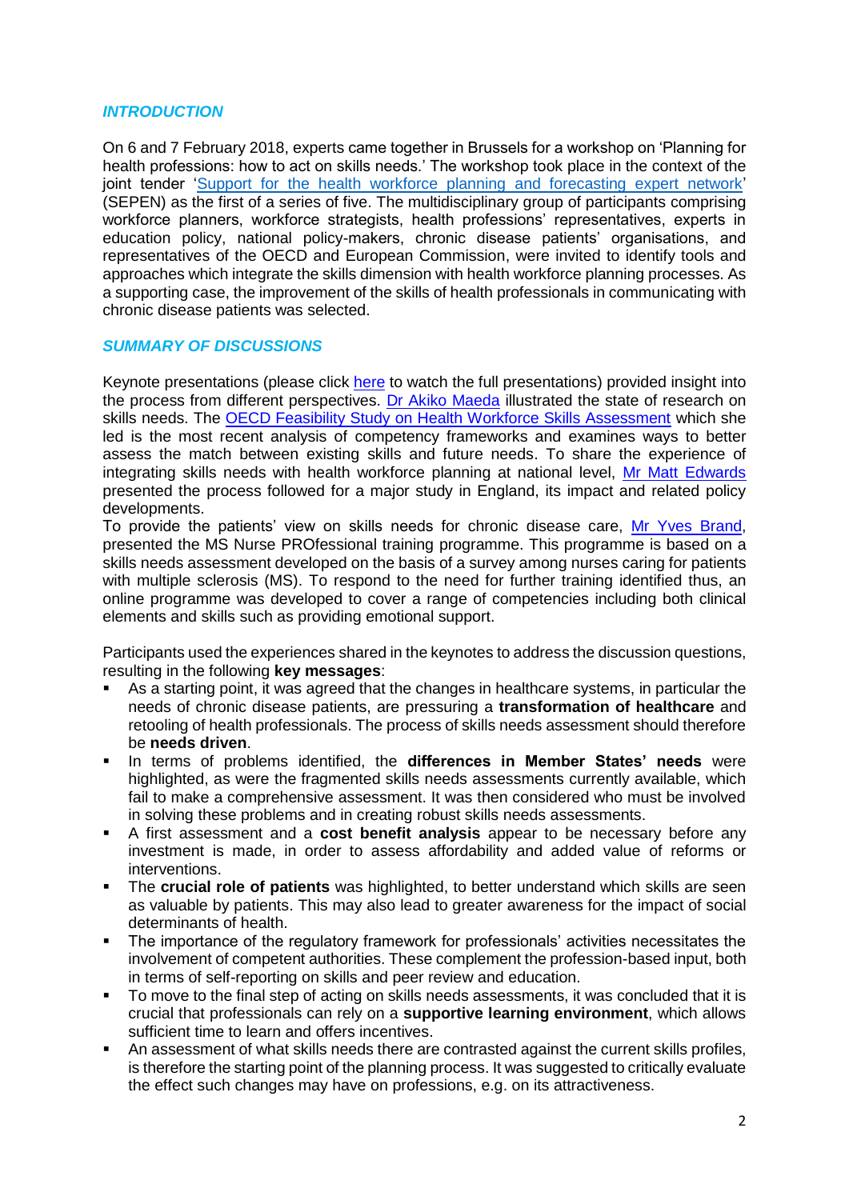## *INTRODUCTION*

On 6 and 7 February 2018, experts came together in Brussels for a workshop on 'Planning for health professions: how to act on skills needs.' The workshop took place in the context of the joint tender 'Support for the health workforce planning and forecasting expert network' (SEPEN) as the first of a series of five. The multidisciplinary group of participants comprising workforce planners, workforce strategists, health professions' representatives, experts in education policy, national policy-makers, chronic disease patients' organisations, and representatives of the OECD and European Commission, were invited to identify tools and approaches which integrate the skills dimension with health workforce planning processes. As a supporting case, the improvement of the skills of health professionals in communicating with chronic disease patients was selected.

## *SUMMARY OF DISCUSSIONS*

Keynote presentations (please click here to watch the full presentations) provided insight into the process from different perspectives. Dr Akiko Maeda illustrated the state of research on skills needs. The OECD Feasibility Study on Health Workforce Skills Assessment which she led is the most recent analysis of competency frameworks and examines ways to better assess the match between existing skills and future needs. To share the experience of integrating skills needs with health workforce planning at national level, Mr Matt Edwards presented the process followed for a major study in England, its impact and related policy developments.

To provide the patients' view on skills needs for chronic disease care, Mr Yves Brand, presented the MS Nurse PROfessional training programme. This programme is based on a skills needs assessment developed on the basis of a survey among nurses caring for patients with multiple sclerosis (MS). To respond to the need for further training identified thus, an online programme was developed to cover a range of competencies including both clinical elements and skills such as providing emotional support.

Participants used the experiences shared in the keynotes to address the discussion questions, resulting in the following **key messages**:

- As a starting point, it was agreed that the changes in healthcare systems, in particular the needs of chronic disease patients, are pressuring a **transformation of healthcare** and retooling of health professionals. The process of skills needs assessment should therefore be **needs driven**.
- In terms of problems identified, the **differences in Member States' needs** were highlighted, as were the fragmented skills needs assessments currently available, which fail to make a comprehensive assessment. It was then considered who must be involved in solving these problems and in creating robust skills needs assessments.
- A first assessment and a **cost benefit analysis** appear to be necessary before any investment is made, in order to assess affordability and added value of reforms or interventions.
- The **crucial role of patients** was highlighted, to better understand which skills are seen as valuable by patients. This may also lead to greater awareness for the impact of social determinants of health.
- The importance of the regulatory framework for professionals' activities necessitates the involvement of competent authorities. These complement the profession-based input, both in terms of self-reporting on skills and peer review and education.
- To move to the final step of acting on skills needs assessments, it was concluded that it is crucial that professionals can rely on a **supportive learning environment**, which allows sufficient time to learn and offers incentives.
- An assessment of what skills needs there are contrasted against the current skills profiles, is therefore the starting point of the planning process. It was suggested to critically evaluate the effect such changes may have on professions, e.g. on its attractiveness.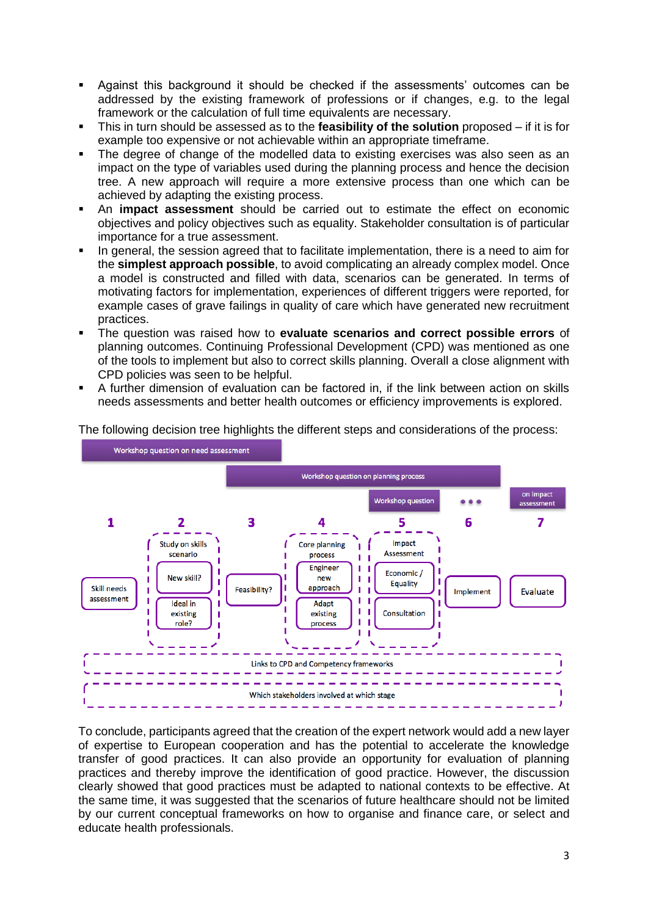- Against this background it should be checked if the assessments' outcomes can be addressed by the existing framework of professions or if changes, e.g. to the legal framework or the calculation of full time equivalents are necessary.
- This in turn should be assessed as to the **feasibility of the solution** proposed – if it is for example too expensive or not achievable within an appropriate timeframe.
- The degree of change of the modelled data to existing exercises was also seen as an impact on the type of variables used during the planning process and hence the decision tree. A new approach will require a more extensive process than one which can be achieved by adapting the existing process.
- An **impact assessment** should be carried out to estimate the effect on economic objectives and policy objectives such as equality. Stakeholder consultation is of particular importance for a true assessment.
- In general, the session agreed that to facilitate implementation, there is a need to aim for the **simplest approach possible**, to avoid complicating an already complex model. Once a model is constructed and filled with data, scenarios can be generated. In terms of motivating factors for implementation, experiences of different triggers were reported, for example cases of grave failings in quality of care which have generated new recruitment practices.
- The question was raised how to **evaluate scenarios and correct possible errors** of planning outcomes. Continuing Professional Development (CPD) was mentioned as one of the tools to implement but also to correct skills planning. Overall a close alignment with CPD policies was seen to be helpful.
- A further dimension of evaluation can be factored in, if the link between action on skills needs assessments and better health outcomes or efficiency improvements is explored.

The following decision tree highlights the different steps and considerations of the process:

Workshop question on need assessment (steps 1–2) | Workshop question on planning process (steps 3–5) | Workshop question (step 5) | ● ● ● | on impact assessment (step 7)

1. Skill needs assessment
2. Study on skills scenario: New skill? / Ideal in existing role?
3. Feasibility?
4. Core planning process: Engineer new approach / Adapt existing process
5. Impact Assessment: Economic / Equality / Consultation
6. Implement
7. Evaluate

Links to CPD and Competency frameworks

Which stakeholders involved at which stage

To conclude, participants agreed that the creation of the expert network would add a new layer of expertise to European cooperation and has the potential to accelerate the knowledge transfer of good practices. It can also provide an opportunity for evaluation of planning practices and thereby improve the identification of good practice. However, the discussion clearly showed that good practices must be adapted to national contexts to be effective. At the same time, it was suggested that the scenarios of future healthcare should not be limited by our current conceptual frameworks on how to organise and finance care, or select and educate health professionals.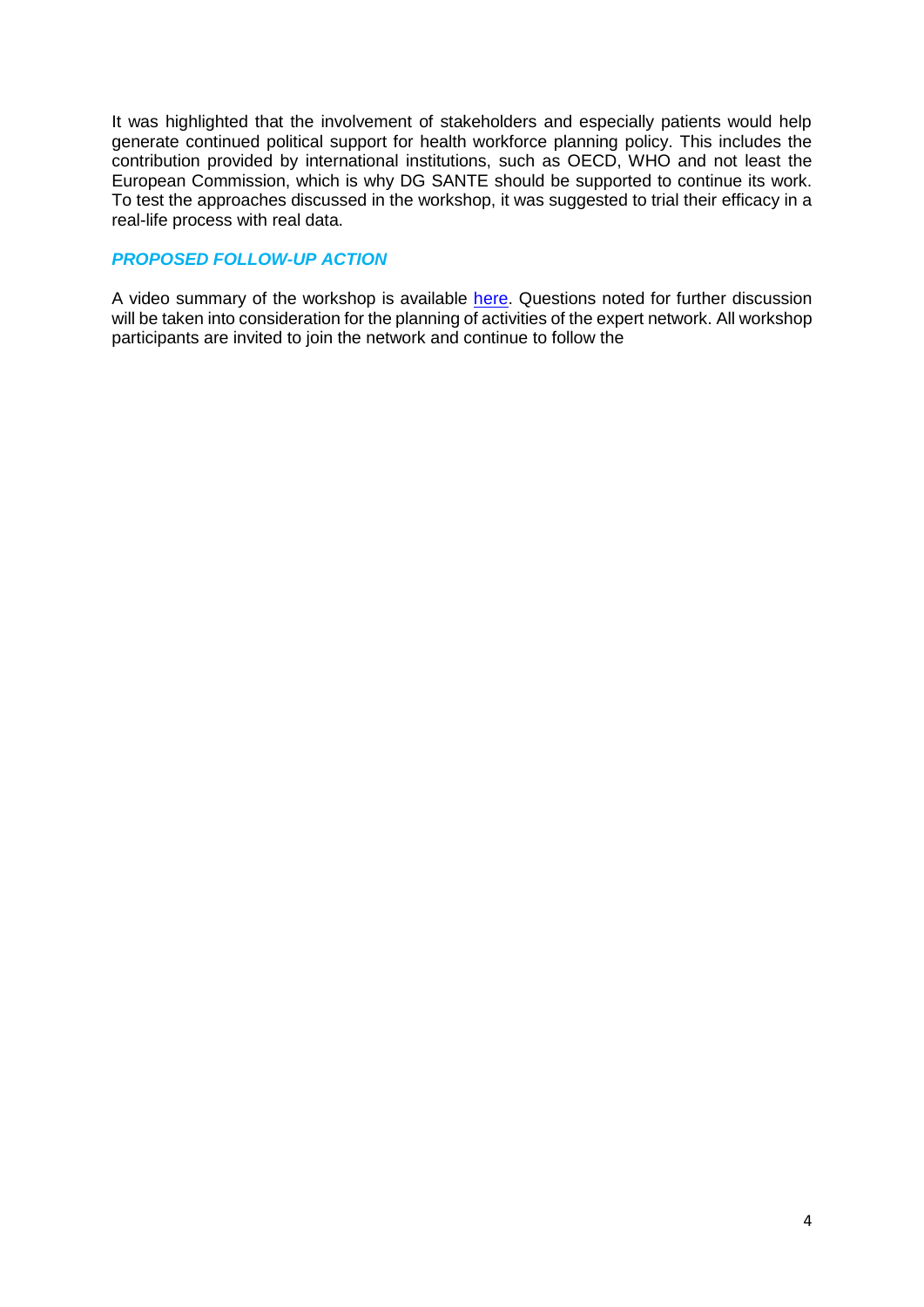It was highlighted that the involvement of stakeholders and especially patients would help generate continued political support for health workforce planning policy. This includes the contribution provided by international institutions, such as OECD, WHO and not least the European Commission, which is why DG SANTE should be supported to continue its work. To test the approaches discussed in the workshop, it was suggested to trial their efficacy in a real-life process with real data.

### *PROPOSED FOLLOW-UP ACTION*

A video summary of the workshop is available here. Questions noted for further discussion will be taken into consideration for the planning of activities of the expert network. All workshop participants are invited to join the network and continue to follow the